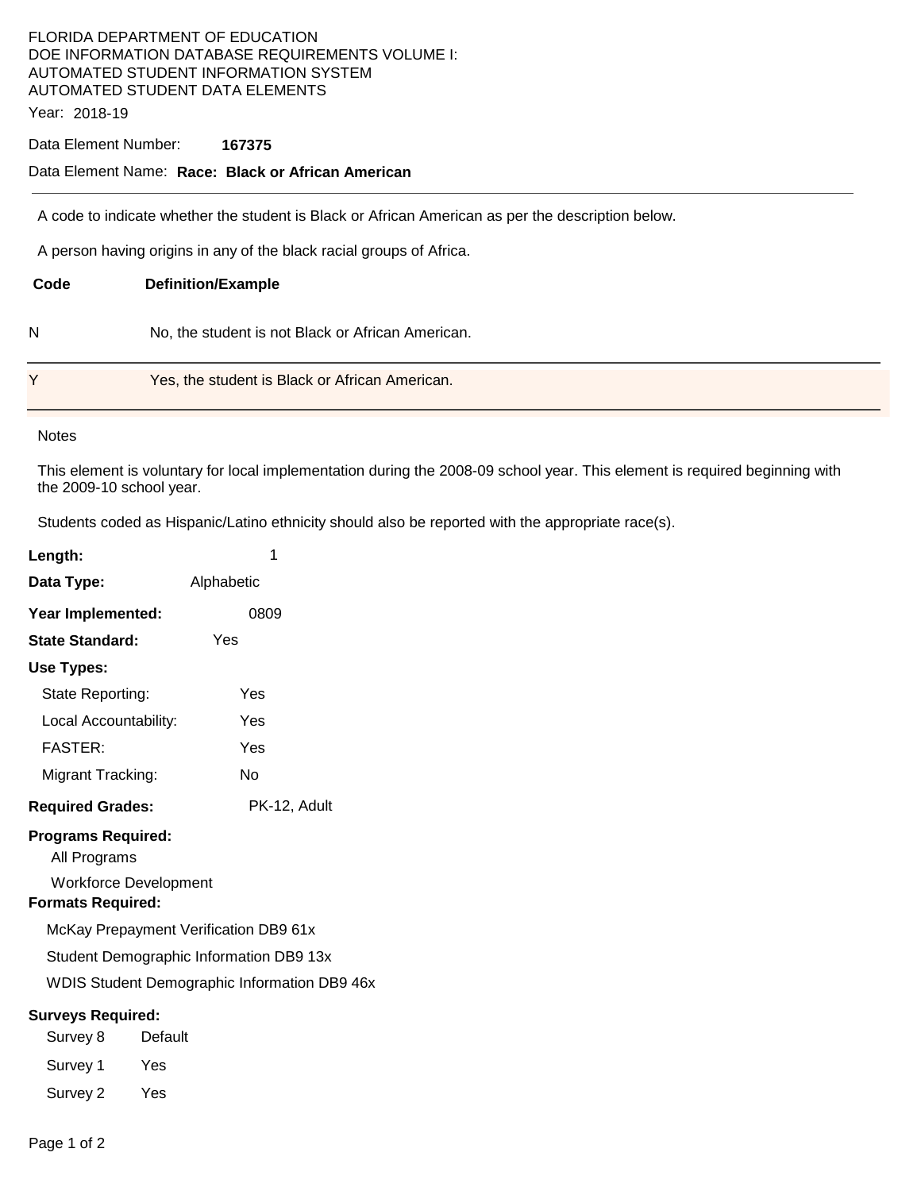FLORIDA DEPARTMENT OF EDUCATION
DOE INFORMATION DATABASE REQUIREMENTS VOLUME I:
AUTOMATED STUDENT INFORMATION SYSTEM
AUTOMATED STUDENT DATA ELEMENTS

Year: 2018-19

Data Element Number: **167375**

Data Element Name: **Race: Black or African American**

---

A code to indicate whether the student is Black or African American as per the description below.

A person having origins in any of the black racial groups of Africa.

| Code | Definition/Example |
|---|---|
| N | No, the student is not Black or African American. |
| Y | Yes, the student is Black or African American. |

Notes

This element is voluntary for local implementation during the 2008-09 school year. This element is required beginning with the 2009-10 school year.

Students coded as Hispanic/Latino ethnicity should also be reported with the appropriate race(s).

**Length:** 1

**Data Type:** Alphabetic

**Year Implemented:** 0809

**State Standard:** Yes

**Use Types:**

- State Reporting: Yes
- Local Accountability: Yes
- FASTER: Yes
- Migrant Tracking: No

**Required Grades:** PK-12, Adult

**Programs Required:**

- All Programs
- Workforce Development

**Formats Required:**

- McKay Prepayment Verification DB9 61x
- Student Demographic Information DB9 13x
- WDIS Student Demographic Information DB9 46x

**Surveys Required:**

| Survey | Required |
|---|---|
| Survey 8 | Default |
| Survey 1 | Yes |
| Survey 2 | Yes |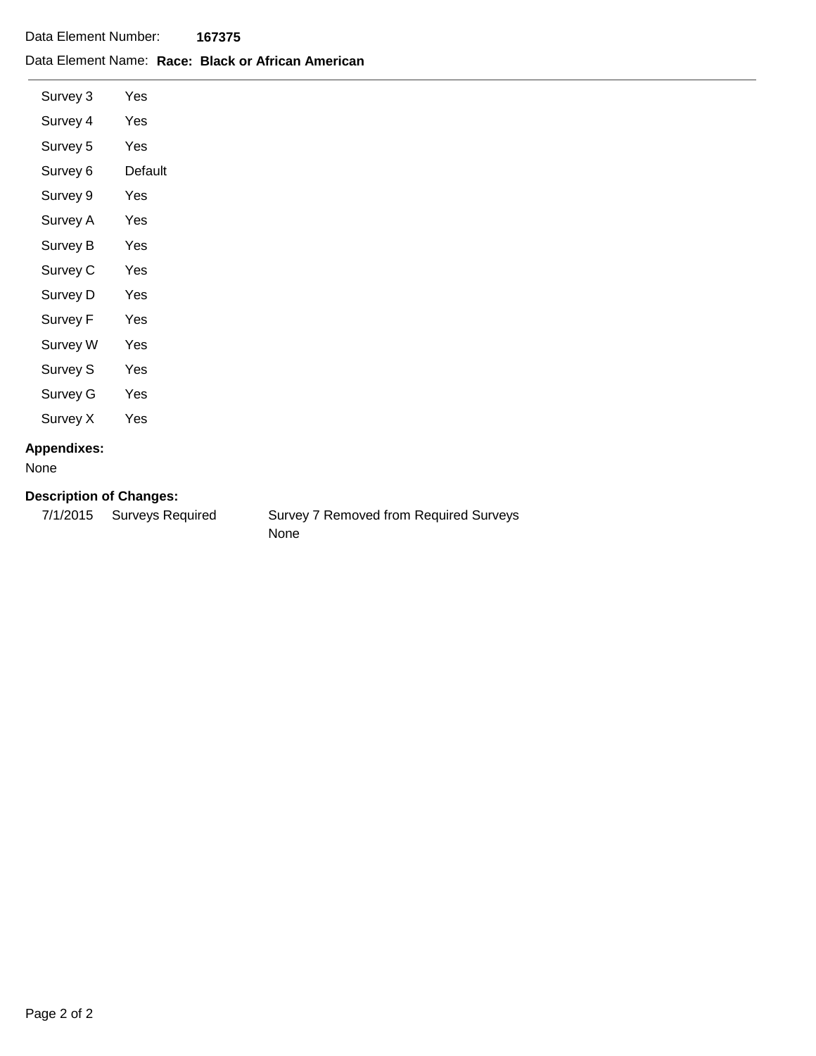Data Element Number: **167375**

Data Element Name: **Race: Black or African American**

| | |
|---|---|
| Survey 3 | Yes |
| Survey 4 | Yes |
| Survey 5 | Yes |
| Survey 6 | Default |
| Survey 9 | Yes |
| Survey A | Yes |
| Survey B | Yes |
| Survey C | Yes |
| Survey D | Yes |
| Survey F | Yes |
| Survey W | Yes |
| Survey S | Yes |
| Survey G | Yes |
| Survey X | Yes |

**Appendixes:**

None

**Description of Changes:**

| | | |
|---|---|---|
| 7/1/2015 | Surveys Required | Survey 7 Removed from Required Surveys<br>None |